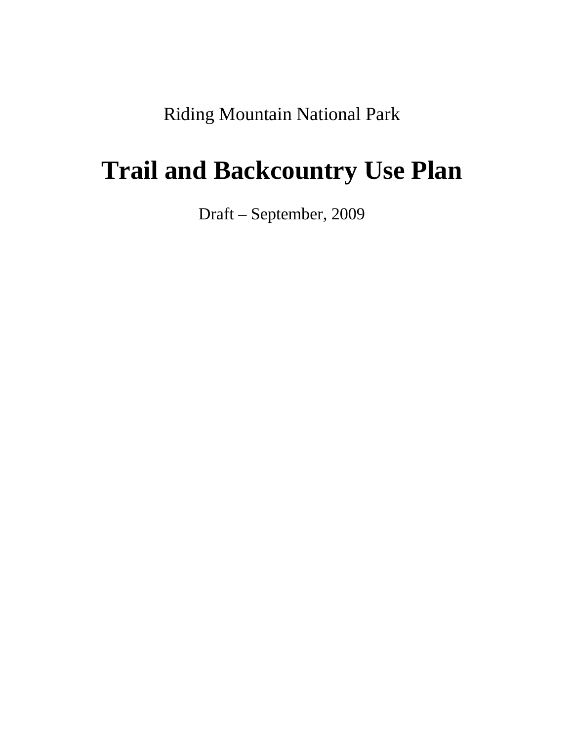Riding Mountain National Park

# Trail and Backcountry Use Plan

Draft – September, 2009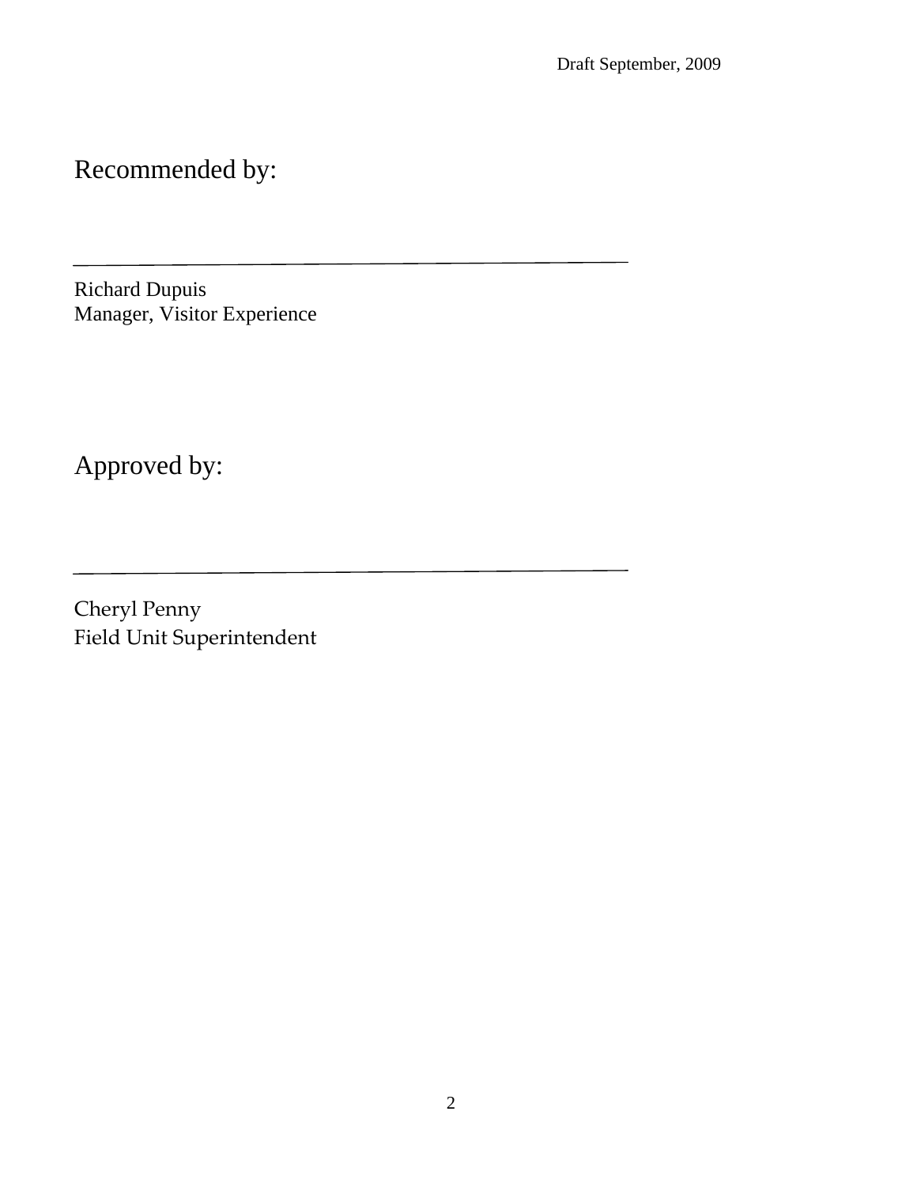Draft September, 2009

# Recommended by:

\_\_\_\_\_\_\_\_\_\_\_\_\_\_\_\_\_\_\_\_\_\_\_\_\_\_\_\_\_\_\_\_\_\_\_\_\_\_\_\_

Richard Dupuis
Manager, Visitor Experience

# Approved by:

\_\_\_\_\_\_\_\_\_\_\_\_\_\_\_\_\_\_\_\_\_\_\_\_\_\_\_\_\_\_\_\_\_\_\_\_\_\_\_\_

Cheryl Penny
Field Unit Superintendent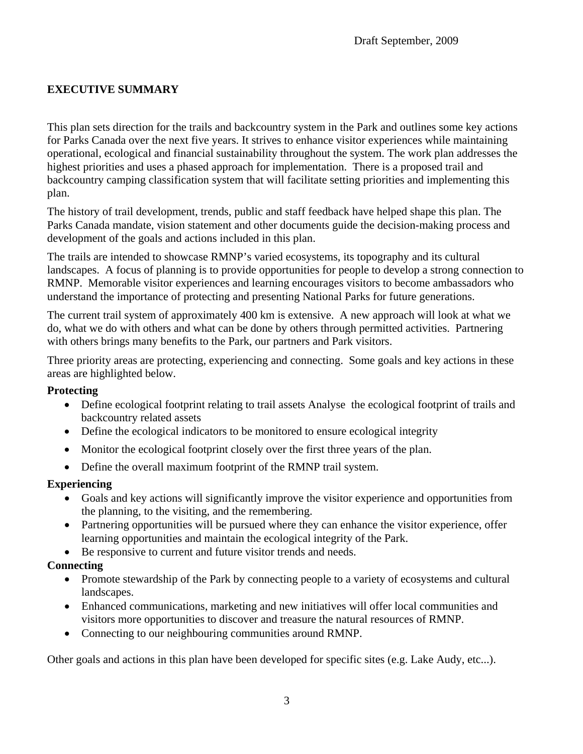Draft September, 2009

## EXECUTIVE SUMMARY

This plan sets direction for the trails and backcountry system in the Park and outlines some key actions for Parks Canada over the next five years. It strives to enhance visitor experiences while maintaining operational, ecological and financial sustainability throughout the system. The work plan addresses the highest priorities and uses a phased approach for implementation. There is a proposed trail and backcountry camping classification system that will facilitate setting priorities and implementing this plan.

The history of trail development, trends, public and staff feedback have helped shape this plan. The Parks Canada mandate, vision statement and other documents guide the decision-making process and development of the goals and actions included in this plan.

The trails are intended to showcase RMNP's varied ecosystems, its topography and its cultural landscapes. A focus of planning is to provide opportunities for people to develop a strong connection to RMNP. Memorable visitor experiences and learning encourages visitors to become ambassadors who understand the importance of protecting and presenting National Parks for future generations.

The current trail system of approximately 400 km is extensive. A new approach will look at what we do, what we do with others and what can be done by others through permitted activities. Partnering with others brings many benefits to the Park, our partners and Park visitors.

Three priority areas are protecting, experiencing and connecting. Some goals and key actions in these areas are highlighted below.

**Protecting**

- Define ecological footprint relating to trail assets Analyse the ecological footprint of trails and backcountry related assets
- Define the ecological indicators to be monitored to ensure ecological integrity
- Monitor the ecological footprint closely over the first three years of the plan.
- Define the overall maximum footprint of the RMNP trail system.

**Experiencing**

- Goals and key actions will significantly improve the visitor experience and opportunities from the planning, to the visiting, and the remembering.
- Partnering opportunities will be pursued where they can enhance the visitor experience, offer learning opportunities and maintain the ecological integrity of the Park.
- Be responsive to current and future visitor trends and needs.

**Connecting**

- Promote stewardship of the Park by connecting people to a variety of ecosystems and cultural landscapes.
- Enhanced communications, marketing and new initiatives will offer local communities and visitors more opportunities to discover and treasure the natural resources of RMNP.
- Connecting to our neighbouring communities around RMNP.

Other goals and actions in this plan have been developed for specific sites (e.g. Lake Audy, etc...).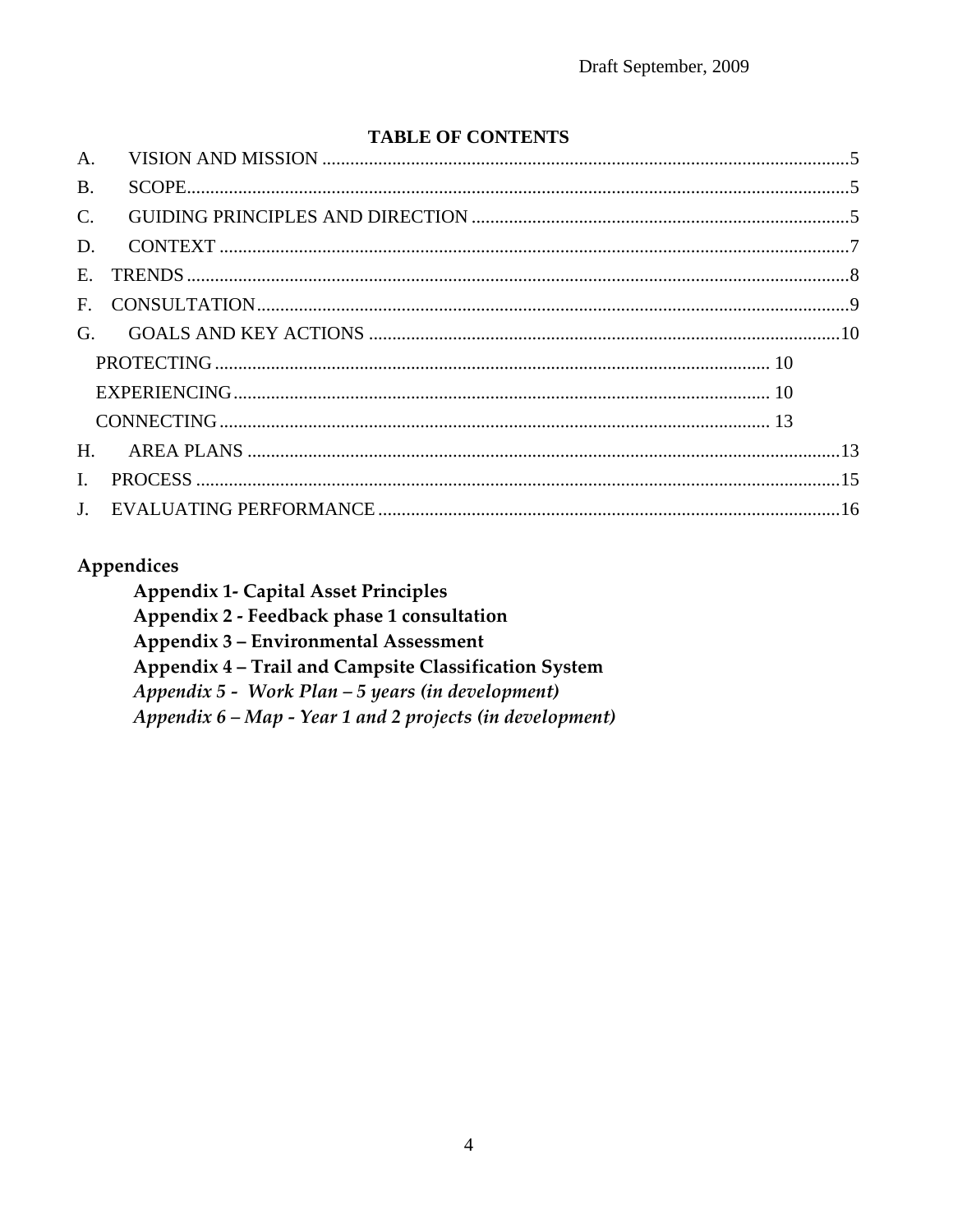Draft September, 2009

## TABLE OF CONTENTS

A. VISION AND MISSION ..... 5
B. SCOPE ..... 5
C. GUIDING PRINCIPLES AND DIRECTION ..... 5
D. CONTEXT ..... 7
E. TRENDS ..... 8
F. CONSULTATION ..... 9
G. GOALS AND KEY ACTIONS ..... 10
  PROTECTING ..... 10
  EXPERIENCING ..... 10
  CONNECTING ..... 13
H. AREA PLANS ..... 13
I. PROCESS ..... 15
J. EVALUATING PERFORMANCE ..... 16

### Appendices

**Appendix 1- Capital Asset Principles**
**Appendix 2 - Feedback phase 1 consultation**
**Appendix 3 – Environmental Assessment**
**Appendix 4 – Trail and Campsite Classification System**
***Appendix 5 - Work Plan – 5 years (in development)***
***Appendix 6 – Map - Year 1 and 2 projects (in development)***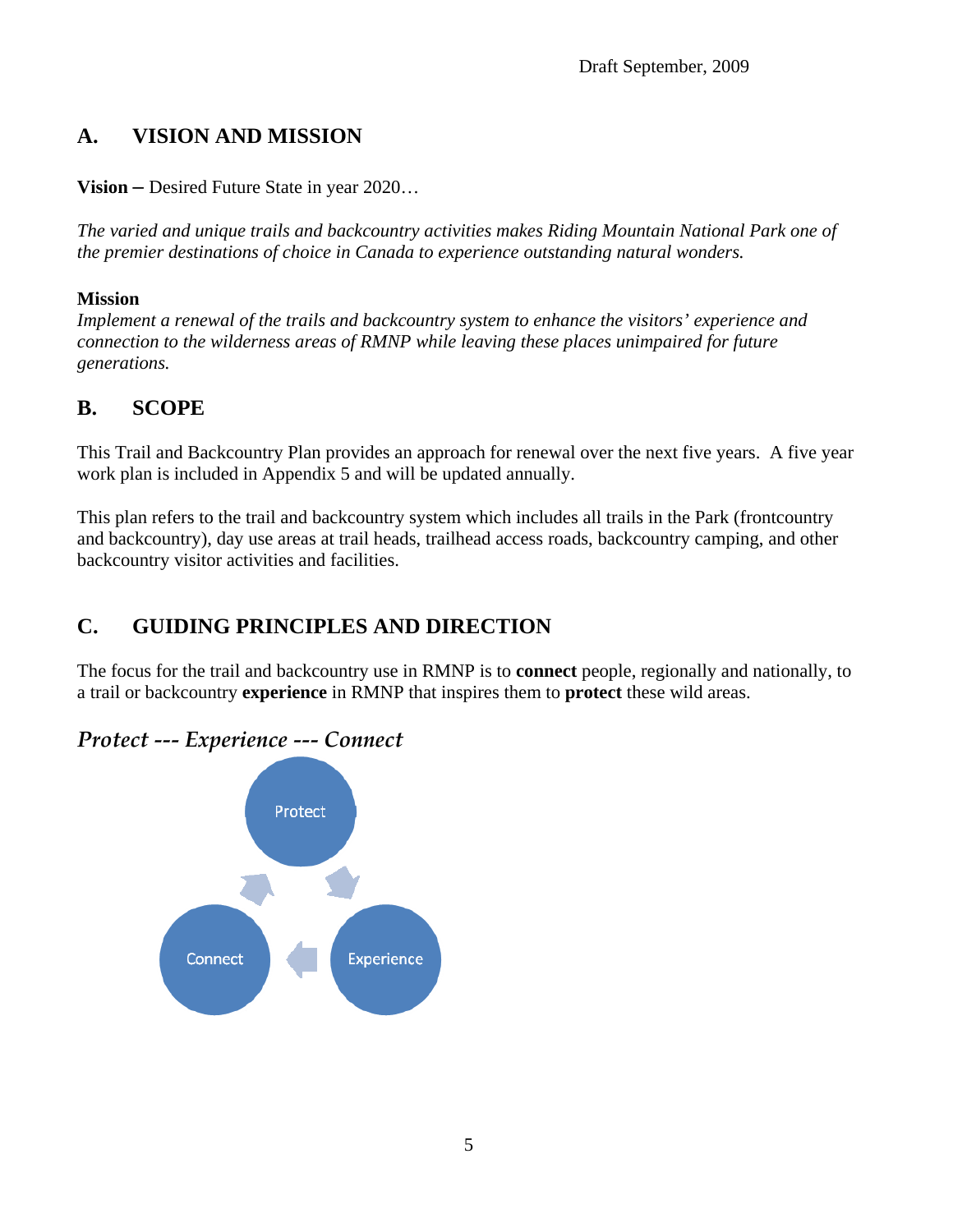Draft September, 2009

## A. VISION AND MISSION

**Vision –** Desired Future State in year 2020…

*The varied and unique trails and backcountry activities makes Riding Mountain National Park one of the premier destinations of choice in Canada to experience outstanding natural wonders.*

**Mission**

*Implement a renewal of the trails and backcountry system to enhance the visitors' experience and connection to the wilderness areas of RMNP while leaving these places unimpaired for future generations.*

## B. SCOPE

This Trail and Backcountry Plan provides an approach for renewal over the next five years. A five year work plan is included in Appendix 5 and will be updated annually.

This plan refers to the trail and backcountry system which includes all trails in the Park (frontcountry and backcountry), day use areas at trail heads, trailhead access roads, backcountry camping, and other backcountry visitor activities and facilities.

## C. GUIDING PRINCIPLES AND DIRECTION

The focus for the trail and backcountry use in RMNP is to **connect** people, regionally and nationally, to a trail or backcountry **experience** in RMNP that inspires them to **protect** these wild areas.

### *Protect --- Experience --- Connect*

Protect → Experience → Connect → Protect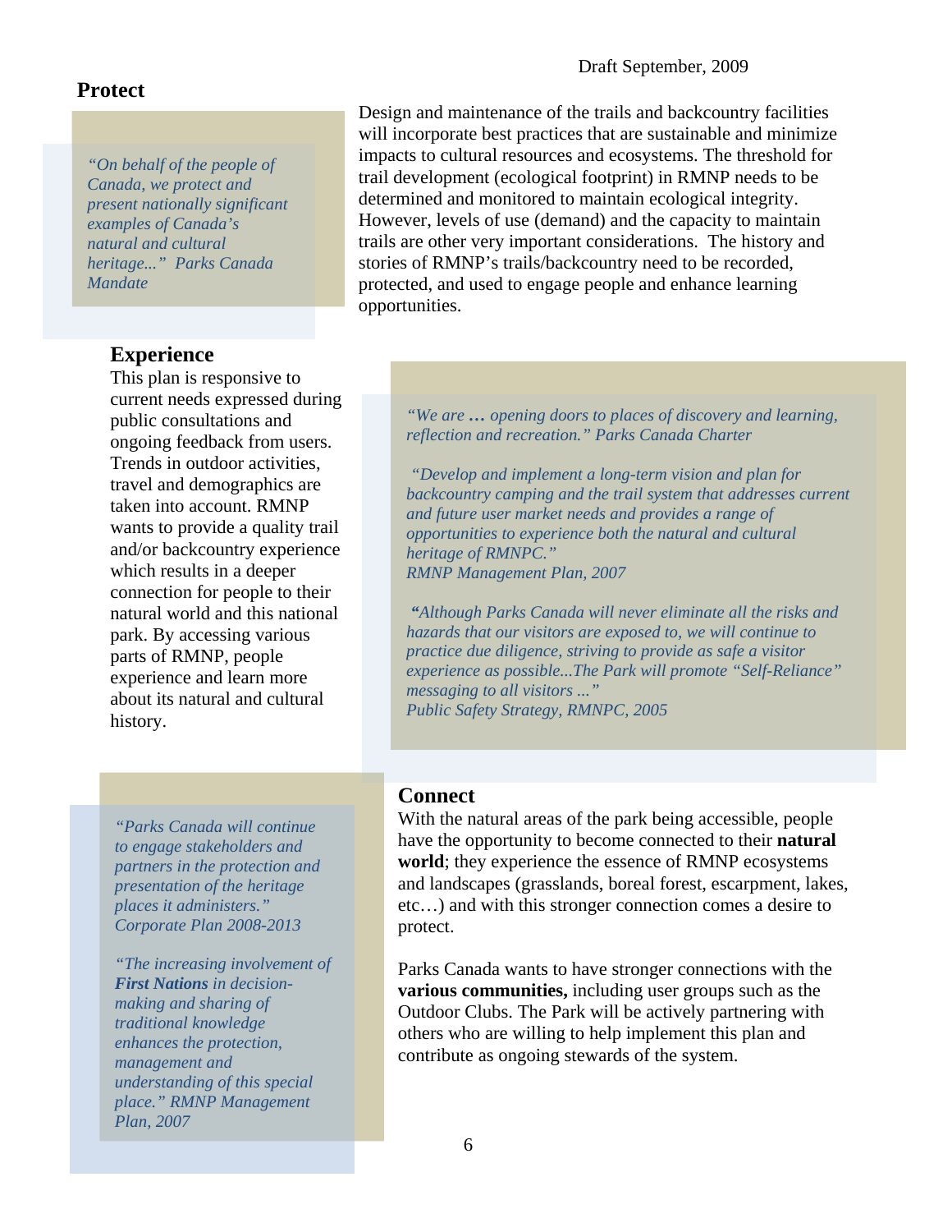Draft September, 2009

## Protect

> *"On behalf of the people of Canada, we protect and present nationally significant examples of Canada's natural and cultural heritage..." Parks Canada Mandate*

Design and maintenance of the trails and backcountry facilities will incorporate best practices that are sustainable and minimize impacts to cultural resources and ecosystems. The threshold for trail development (ecological footprint) in RMNP needs to be determined and monitored to maintain ecological integrity. However, levels of use (demand) and the capacity to maintain trails are other very important considerations. The history and stories of RMNP's trails/backcountry need to be recorded, protected, and used to engage people and enhance learning opportunities.

## Experience

This plan is responsive to current needs expressed during public consultations and ongoing feedback from users. Trends in outdoor activities, travel and demographics are taken into account. RMNP wants to provide a quality trail and/or backcountry experience which results in a deeper connection for people to their natural world and this national park. By accessing various parts of RMNP, people experience and learn more about its natural and cultural history.

> *"We are … opening doors to places of discovery and learning, reflection and recreation." Parks Canada Charter*
>
> *"Develop and implement a long-term vision and plan for backcountry camping and the trail system that addresses current and future user market needs and provides a range of opportunities to experience both the natural and cultural heritage of RMNPC."*
> *RMNP Management Plan, 2007*
>
> *"Although Parks Canada will never eliminate all the risks and hazards that our visitors are exposed to, we will continue to practice due diligence, striving to provide as safe a visitor experience as possible...The Park will promote "Self-Reliance" messaging to all visitors ..."*
> *Public Safety Strategy, RMNPC, 2005*

> *"Parks Canada will continue to engage stakeholders and partners in the protection and presentation of the heritage places it administers." Corporate Plan 2008-2013*
>
> *"The increasing involvement of **First Nations** in decision-making and sharing of traditional knowledge enhances the protection, management and understanding of this special place." RMNP Management Plan, 2007*

## Connect

With the natural areas of the park being accessible, people have the opportunity to become connected to their **natural world**; they experience the essence of RMNP ecosystems and landscapes (grasslands, boreal forest, escarpment, lakes, etc…) and with this stronger connection comes a desire to protect.

Parks Canada wants to have stronger connections with the **various communities,** including user groups such as the Outdoor Clubs. The Park will be actively partnering with others who are willing to help implement this plan and contribute as ongoing stewards of the system.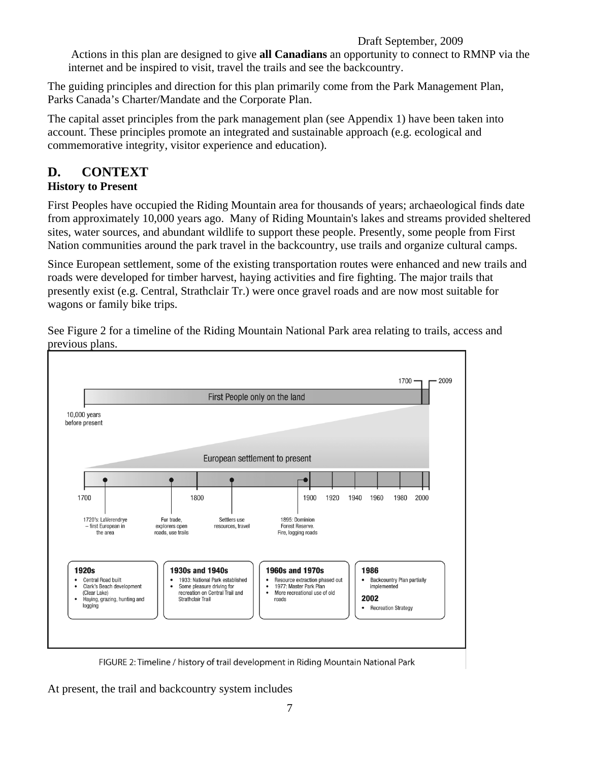Actions in this plan are designed to give **all Canadians** an opportunity to connect to RMNP via the internet and be inspired to visit, travel the trails and see the backcountry.

The guiding principles and direction for this plan primarily come from the Park Management Plan, Parks Canada's Charter/Mandate and the Corporate Plan.

The capital asset principles from the park management plan (see Appendix 1) have been taken into account. These principles promote an integrated and sustainable approach (e.g. ecological and commemorative integrity, visitor experience and education).

# D. CONTEXT

### History to Present

First Peoples have occupied the Riding Mountain area for thousands of years; archaeological finds date from approximately 10,000 years ago. Many of Riding Mountain's lakes and streams provided sheltered sites, water sources, and abundant wildlife to support these people. Presently, some people from First Nation communities around the park travel in the backcountry, use trails and organize cultural camps.

Since European settlement, some of the existing transportation routes were enhanced and new trails and roads were developed for timber harvest, haying activities and fire fighting. The major trails that presently exist (e.g. Central, Strathclair Tr.) were once gravel roads and are now most suitable for wagons or family bike trips.

See Figure 2 for a timeline of the Riding Mountain National Park area relating to trails, access and previous plans.

10,000 years before present — First People only on the land — 1700 — 2009

European settlement to present

1700 — 1800 — 1900 — 1920 — 1940 — 1960 — 1980 — 2000

- 1720's: LaVerendrye – first European in the area
- Fur trade, explorers open roads, use trails
- Settlers use resources, travel
- 1895: Dominion Forest Reserve. Fire, logging roads

**1920s**
- Central Road built
- Clark's Beach development (Clear Lake)
- Haying, grazing, hunting and logging

**1930s and 1940s**
- 1933: National Park established
- Some pleasure driving for recreation on Central Trail and Strathclair Trail

**1960s and 1970s**
- Resource extraction phased out
- 1977: Master Park Plan
- More recreational use of old roads

**1986**
- Backcountry Plan partially implemented

**2002**
- Recreation Strategy

FIGURE 2: Timeline / history of trail development in Riding Mountain National Park

At present, the trail and backcountry system includes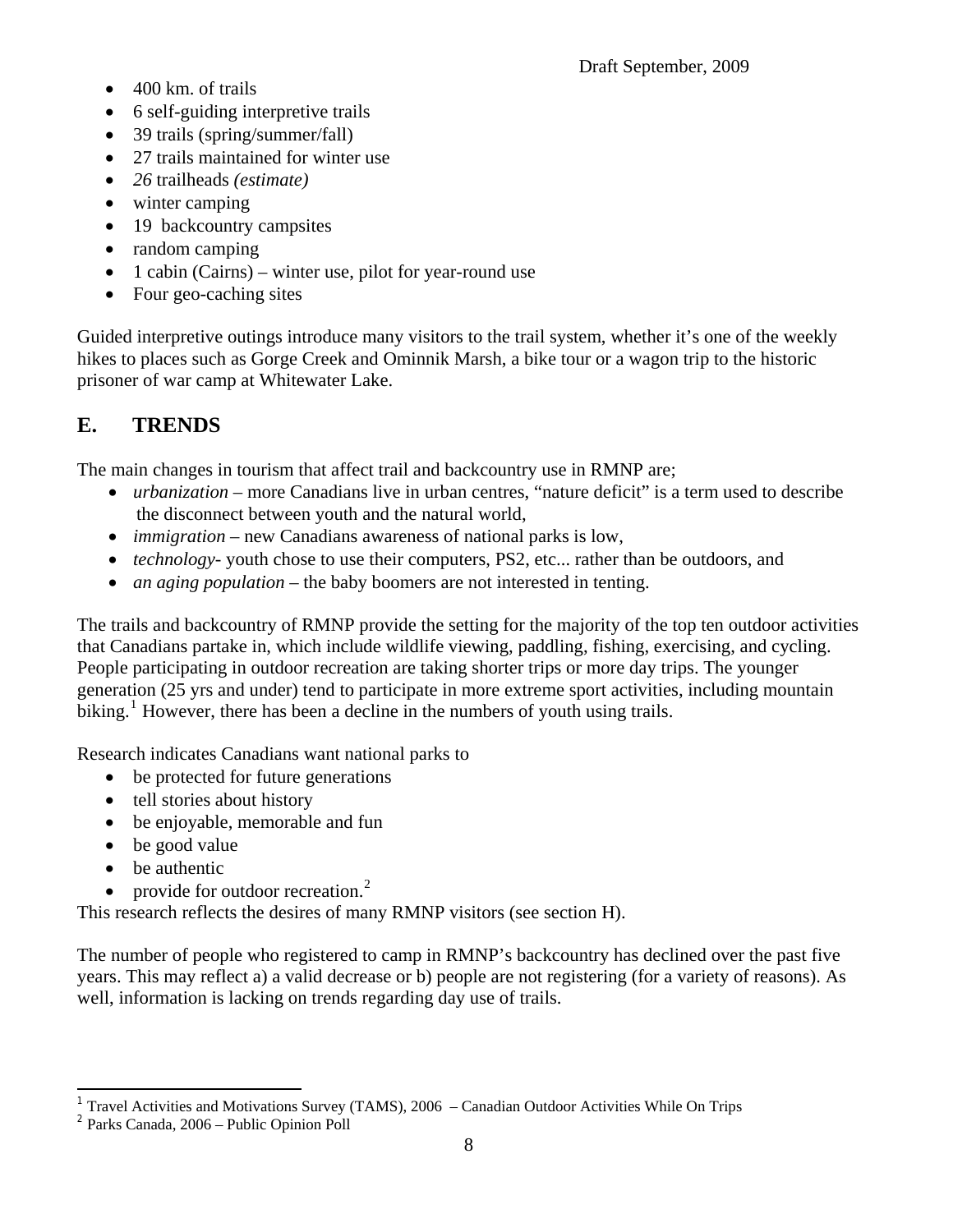- 400 km. of trails
- 6 self-guiding interpretive trails
- 39 trails (spring/summer/fall)
- 27 trails maintained for winter use
- *26* trailheads *(estimate)*
- winter camping
- 19 backcountry campsites
- random camping
- 1 cabin (Cairns) – winter use, pilot for year-round use
- Four geo-caching sites

Guided interpretive outings introduce many visitors to the trail system, whether it's one of the weekly hikes to places such as Gorge Creek and Ominnik Marsh, a bike tour or a wagon trip to the historic prisoner of war camp at Whitewater Lake.

## E. TRENDS

The main changes in tourism that affect trail and backcountry use in RMNP are;

- *urbanization* – more Canadians live in urban centres, "nature deficit" is a term used to describe the disconnect between youth and the natural world,
- *immigration* – new Canadians awareness of national parks is low,
- *technology*- youth chose to use their computers, PS2, etc... rather than be outdoors, and
- *an aging population* – the baby boomers are not interested in tenting.

The trails and backcountry of RMNP provide the setting for the majority of the top ten outdoor activities that Canadians partake in, which include wildlife viewing, paddling, fishing, exercising, and cycling. People participating in outdoor recreation are taking shorter trips or more day trips. The younger generation (25 yrs and under) tend to participate in more extreme sport activities, including mountain biking.[1] However, there has been a decline in the numbers of youth using trails.

Research indicates Canadians want national parks to

- be protected for future generations
- tell stories about history
- be enjoyable, memorable and fun
- be good value
- be authentic
- provide for outdoor recreation.[2]

This research reflects the desires of many RMNP visitors (see section H).

The number of people who registered to camp in RMNP's backcountry has declined over the past five years. This may reflect a) a valid decrease or b) people are not registering (for a variety of reasons). As well, information is lacking on trends regarding day use of trails.

---

[1] Travel Activities and Motivations Survey (TAMS), 2006 – Canadian Outdoor Activities While On Trips

[2] Parks Canada, 2006 – Public Opinion Poll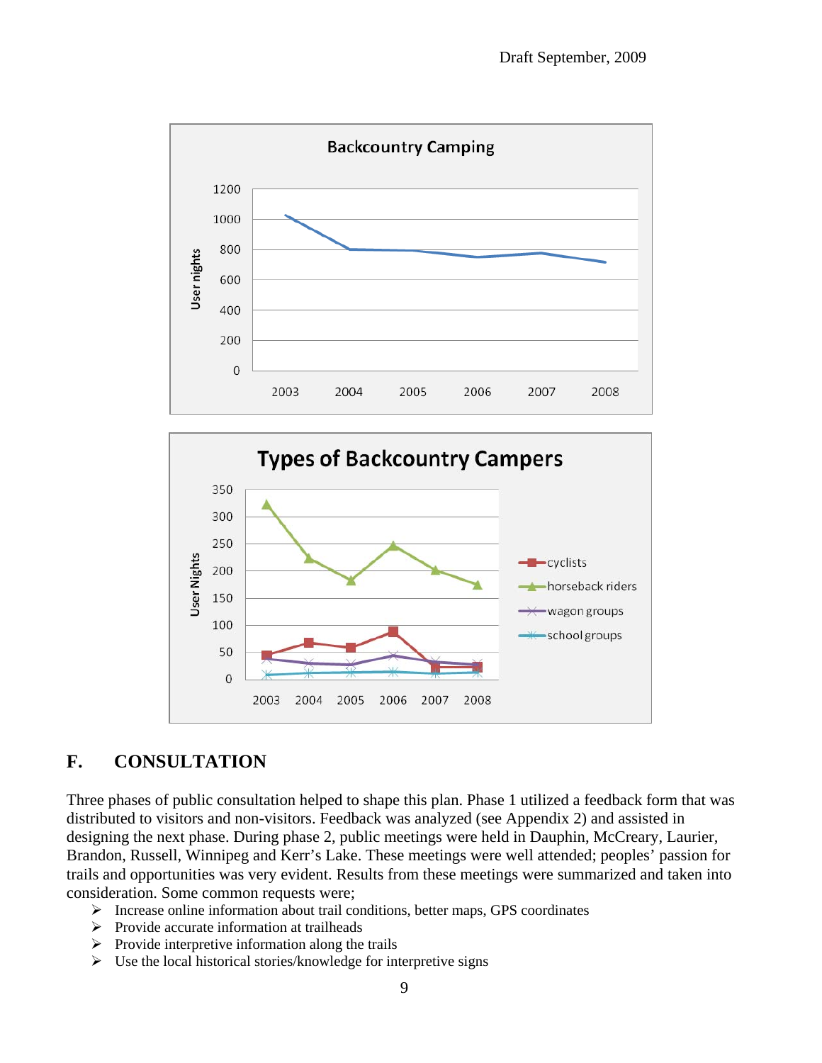## F. CONSULTATION

Three phases of public consultation helped to shape this plan. Phase 1 utilized a feedback form that was distributed to visitors and non-visitors. Feedback was analyzed (see Appendix 2) and assisted in designing the next phase. During phase 2, public meetings were held in Dauphin, McCreary, Laurier, Brandon, Russell, Winnipeg and Kerr's Lake. These meetings were well attended; peoples' passion for trails and opportunities was very evident. Results from these meetings were summarized and taken into consideration. Some common requests were;

- Increase online information about trail conditions, better maps, GPS coordinates
- Provide accurate information at trailheads
- Provide interpretive information along the trails
- Use the local historical stories/knowledge for interpretive signs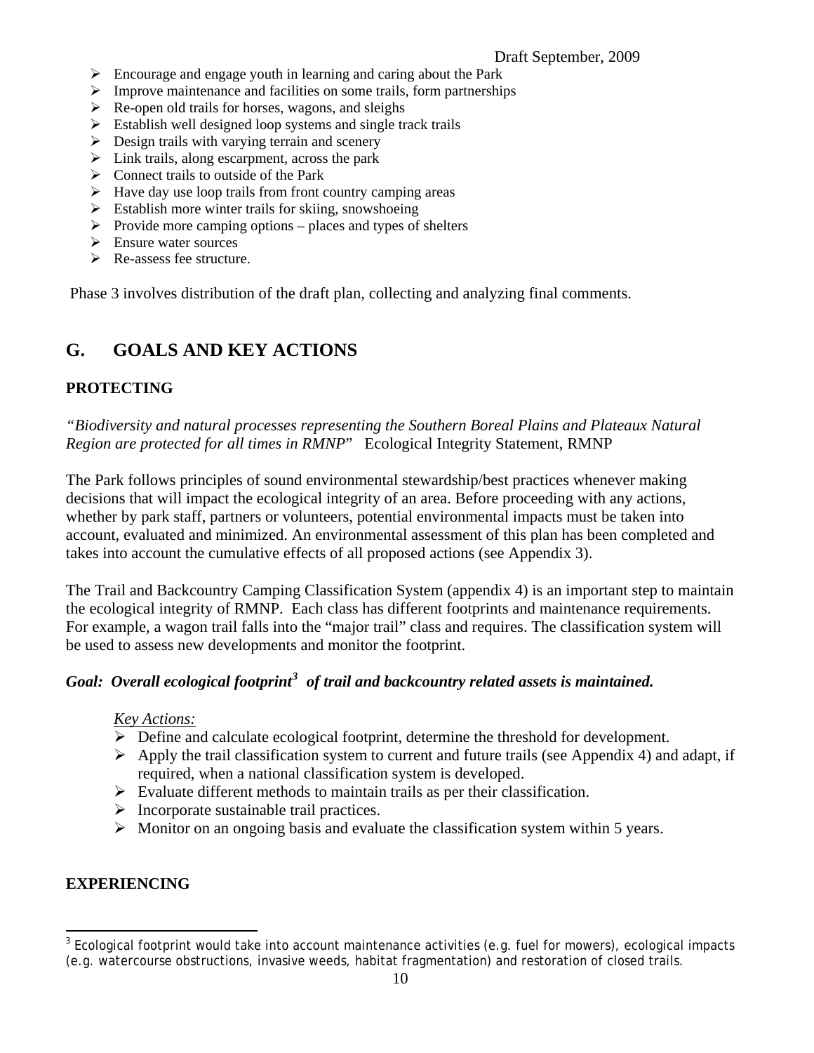- Encourage and engage youth in learning and caring about the Park
- Improve maintenance and facilities on some trails, form partnerships
- Re-open old trails for horses, wagons, and sleighs
- Establish well designed loop systems and single track trails
- Design trails with varying terrain and scenery
- Link trails, along escarpment, across the park
- Connect trails to outside of the Park
- Have day use loop trails from front country camping areas
- Establish more winter trails for skiing, snowshoeing
- Provide more camping options – places and types of shelters
- Ensure water sources
- Re-assess fee structure.

Phase 3 involves distribution of the draft plan, collecting and analyzing final comments.

## G. GOALS AND KEY ACTIONS

### PROTECTING

*"Biodiversity and natural processes representing the Southern Boreal Plains and Plateaux Natural Region are protected for all times in RMNP"* Ecological Integrity Statement, RMNP

The Park follows principles of sound environmental stewardship/best practices whenever making decisions that will impact the ecological integrity of an area. Before proceeding with any actions, whether by park staff, partners or volunteers, potential environmental impacts must be taken into account, evaluated and minimized. An environmental assessment of this plan has been completed and takes into account the cumulative effects of all proposed actions (see Appendix 3).

The Trail and Backcountry Camping Classification System (appendix 4) is an important step to maintain the ecological integrity of RMNP. Each class has different footprints and maintenance requirements. For example, a wagon trail falls into the "major trail" class and requires. The classification system will be used to assess new developments and monitor the footprint.

***Goal: Overall ecological footprint[3] of trail and backcountry related assets is maintained.***

*Key Actions:*

- Define and calculate ecological footprint, determine the threshold for development.
- Apply the trail classification system to current and future trails (see Appendix 4) and adapt, if required, when a national classification system is developed.
- Evaluate different methods to maintain trails as per their classification.
- Incorporate sustainable trail practices.
- Monitor on an ongoing basis and evaluate the classification system within 5 years.

### EXPERIENCING

[3] Ecological footprint would take into account maintenance activities (e.g. fuel for mowers), ecological impacts (e.g. watercourse obstructions, invasive weeds, habitat fragmentation) and restoration of closed trails.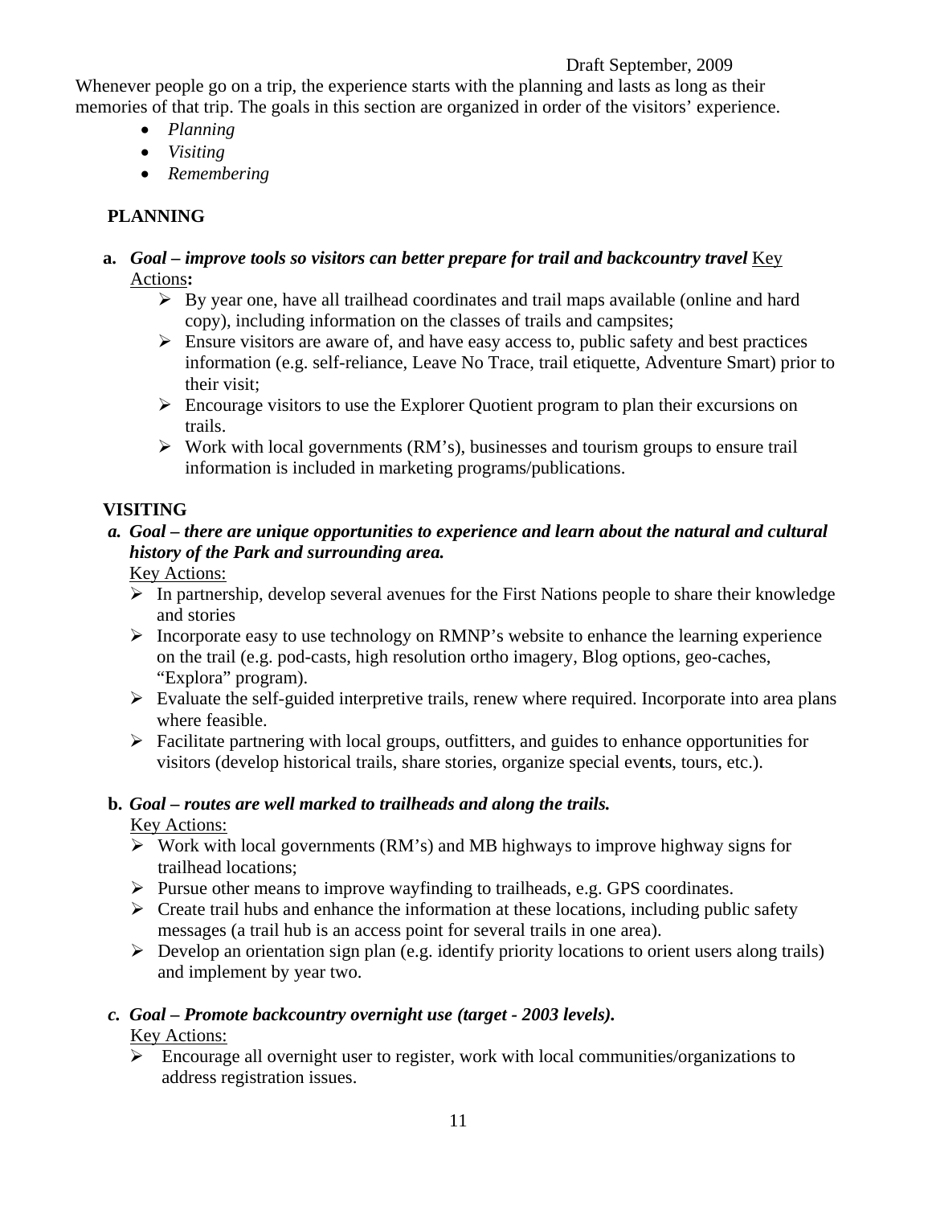Whenever people go on a trip, the experience starts with the planning and lasts as long as their memories of that trip. The goals in this section are organized in order of the visitors' experience.

- *Planning*
- *Visiting*
- *Remembering*

## PLANNING

**a.** ***Goal – improve tools so visitors can better prepare for trail and backcountry travel*** Key Actions**:**

- By year one, have all trailhead coordinates and trail maps available (online and hard copy), including information on the classes of trails and campsites;
- Ensure visitors are aware of, and have easy access to, public safety and best practices information (e.g. self-reliance, Leave No Trace, trail etiquette, Adventure Smart) prior to their visit;
- Encourage visitors to use the Explorer Quotient program to plan their excursions on trails.
- Work with local governments (RM's), businesses and tourism groups to ensure trail information is included in marketing programs/publications.

## VISITING

***a. Goal – there are unique opportunities to experience and learn about the natural and cultural history of the Park and surrounding area.***

Key Actions:

- In partnership, develop several avenues for the First Nations people to share their knowledge and stories
- Incorporate easy to use technology on RMNP's website to enhance the learning experience on the trail (e.g. pod-casts, high resolution ortho imagery, Blog options, geo-caches, "Explora" program).
- Evaluate the self-guided interpretive trails, renew where required. Incorporate into area plans where feasible.
- Facilitate partnering with local groups, outfitters, and guides to enhance opportunities for visitors (develop historical trails, share stories, organize special events, tours, etc.).

**b.** ***Goal – routes are well marked to trailheads and along the trails.***

Key Actions:

- Work with local governments (RM's) and MB highways to improve highway signs for trailhead locations;
- Pursue other means to improve wayfinding to trailheads, e.g. GPS coordinates.
- Create trail hubs and enhance the information at these locations, including public safety messages (a trail hub is an access point for several trails in one area).
- Develop an orientation sign plan (e.g. identify priority locations to orient users along trails) and implement by year two.

***c. Goal – Promote backcountry overnight use (target - 2003 levels).***

Key Actions:

- Encourage all overnight user to register, work with local communities/organizations to address registration issues.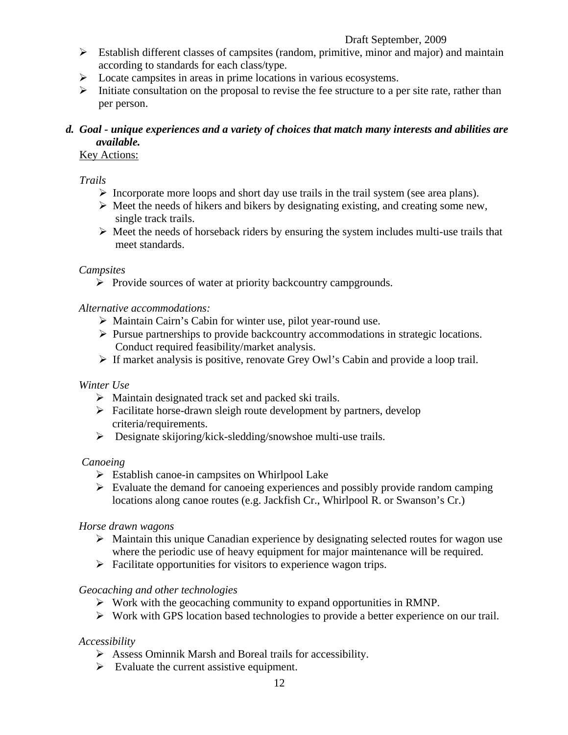- Establish different classes of campsites (random, primitive, minor and major) and maintain according to standards for each class/type.
- Locate campsites in areas in prime locations in various ecosystems.
- Initiate consultation on the proposal to revise the fee structure to a per site rate, rather than per person.

### d. Goal - unique experiences and a variety of choices that match many interests and abilities are available.

Key Actions:

*Trails*

- Incorporate more loops and short day use trails in the trail system (see area plans).
- Meet the needs of hikers and bikers by designating existing, and creating some new, single track trails.
- Meet the needs of horseback riders by ensuring the system includes multi-use trails that meet standards.

*Campsites*

- Provide sources of water at priority backcountry campgrounds.

*Alternative accommodations:*

- Maintain Cairn's Cabin for winter use, pilot year-round use.
- Pursue partnerships to provide backcountry accommodations in strategic locations. Conduct required feasibility/market analysis.
- If market analysis is positive, renovate Grey Owl's Cabin and provide a loop trail.

*Winter Use*

- Maintain designated track set and packed ski trails.
- Facilitate horse-drawn sleigh route development by partners, develop criteria/requirements.
- Designate skijoring/kick-sledding/snowshoe multi-use trails.

*Canoeing*

- Establish canoe-in campsites on Whirlpool Lake
- Evaluate the demand for canoeing experiences and possibly provide random camping locations along canoe routes (e.g. Jackfish Cr., Whirlpool R. or Swanson's Cr.)

*Horse drawn wagons*

- Maintain this unique Canadian experience by designating selected routes for wagon use where the periodic use of heavy equipment for major maintenance will be required.
- Facilitate opportunities for visitors to experience wagon trips.

*Geocaching and other technologies*

- Work with the geocaching community to expand opportunities in RMNP.
- Work with GPS location based technologies to provide a better experience on our trail.

*Accessibility*

- Assess Ominnik Marsh and Boreal trails for accessibility.
- Evaluate the current assistive equipment.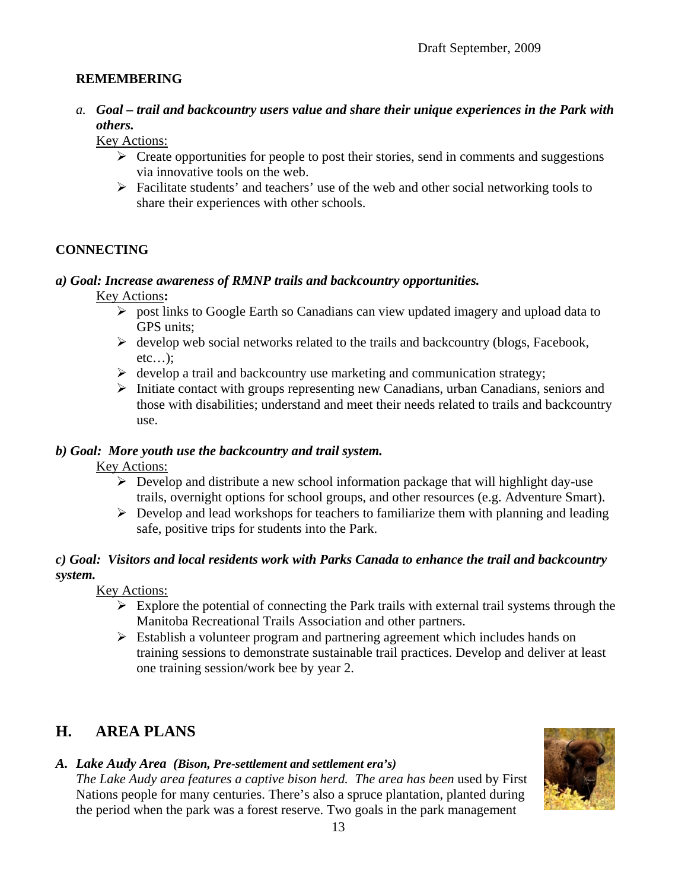**REMEMBERING**

a. ***Goal – trail and backcountry users value and share their unique experiences in the Park with others.***

Key Actions:

- Create opportunities for people to post their stories, send in comments and suggestions via innovative tools on the web.
- Facilitate students' and teachers' use of the web and other social networking tools to share their experiences with other schools.

**CONNECTING**

***a) Goal: Increase awareness of RMNP trails and backcountry opportunities.***

Key Actions**:**

- post links to Google Earth so Canadians can view updated imagery and upload data to GPS units;
- develop web social networks related to the trails and backcountry (blogs, Facebook, etc…);
- develop a trail and backcountry use marketing and communication strategy;
- Initiate contact with groups representing new Canadians, urban Canadians, seniors and those with disabilities; understand and meet their needs related to trails and backcountry use.

***b) Goal: More youth use the backcountry and trail system.***

Key Actions:

- Develop and distribute a new school information package that will highlight day-use trails, overnight options for school groups, and other resources (e.g. Adventure Smart).
- Develop and lead workshops for teachers to familiarize them with planning and leading safe, positive trips for students into the Park.

***c) Goal: Visitors and local residents work with Parks Canada to enhance the trail and backcountry system.***

Key Actions:

- Explore the potential of connecting the Park trails with external trail systems through the Manitoba Recreational Trails Association and other partners.
- Establish a volunteer program and partnering agreement which includes hands on training sessions to demonstrate sustainable trail practices. Develop and deliver at least one training session/work bee by year 2.

## H. AREA PLANS

***A. Lake Audy Area (Bison, Pre-settlement and settlement era's)***

*The Lake Audy area features a captive bison herd. The area has been* used by First Nations people for many centuries. There's also a spruce plantation, planted during the period when the park was a forest reserve. Two goals in the park management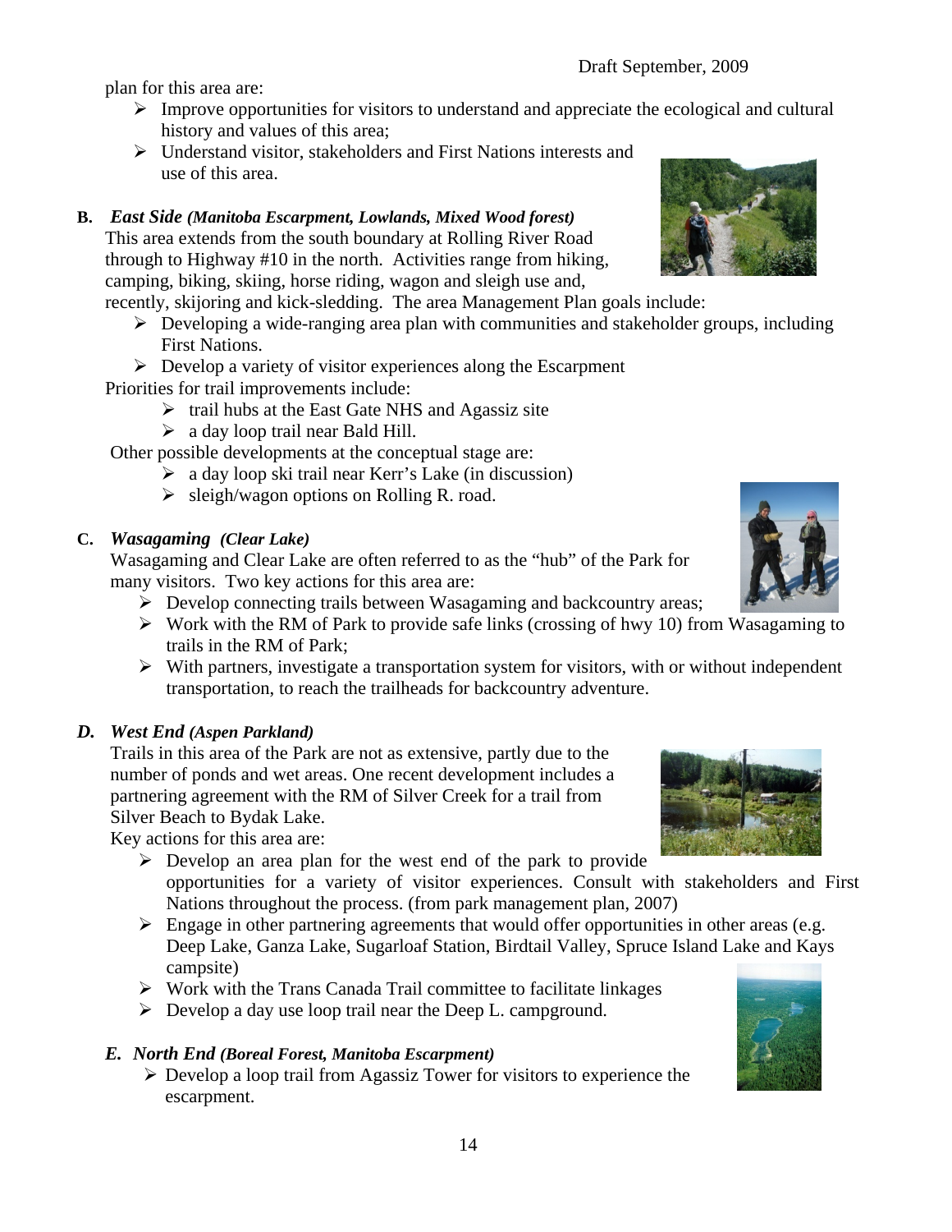plan for this area are:

- Improve opportunities for visitors to understand and appreciate the ecological and cultural history and values of this area;
- Understand visitor, stakeholders and First Nations interests and use of this area.

**B.** ***East Side*** ***(Manitoba Escarpment, Lowlands, Mixed Wood forest)***

This area extends from the south boundary at Rolling River Road through to Highway #10 in the north. Activities range from hiking, camping, biking, skiing, horse riding, wagon and sleigh use and, recently, skijoring and kick-sledding. The area Management Plan goals include:

- Developing a wide-ranging area plan with communities and stakeholder groups, including First Nations.
- Develop a variety of visitor experiences along the Escarpment

Priorities for trail improvements include:

- trail hubs at the East Gate NHS and Agassiz site
- a day loop trail near Bald Hill.

Other possible developments at the conceptual stage are:

- a day loop ski trail near Kerr's Lake (in discussion)
- sleigh/wagon options on Rolling R. road.

**C.** ***Wasagaming*** ***(Clear Lake)***

Wasagaming and Clear Lake are often referred to as the "hub" of the Park for many visitors. Two key actions for this area are:

- Develop connecting trails between Wasagaming and backcountry areas;
- Work with the RM of Park to provide safe links (crossing of hwy 10) from Wasagaming to trails in the RM of Park;
- With partners, investigate a transportation system for visitors, with or without independent transportation, to reach the trailheads for backcountry adventure.

***D. West End (Aspen Parkland)***

Trails in this area of the Park are not as extensive, partly due to the number of ponds and wet areas. One recent development includes a partnering agreement with the RM of Silver Creek for a trail from Silver Beach to Bydak Lake.

Key actions for this area are:

- Develop an area plan for the west end of the park to provide opportunities for a variety of visitor experiences. Consult with stakeholders and First Nations throughout the process. (from park management plan, 2007)
- Engage in other partnering agreements that would offer opportunities in other areas (e.g. Deep Lake, Ganza Lake, Sugarloaf Station, Birdtail Valley, Spruce Island Lake and Kays campsite)
- Work with the Trans Canada Trail committee to facilitate linkages
- Develop a day use loop trail near the Deep L. campground.

***E. North End (Boreal Forest, Manitoba Escarpment)***

- Develop a loop trail from Agassiz Tower for visitors to experience the escarpment.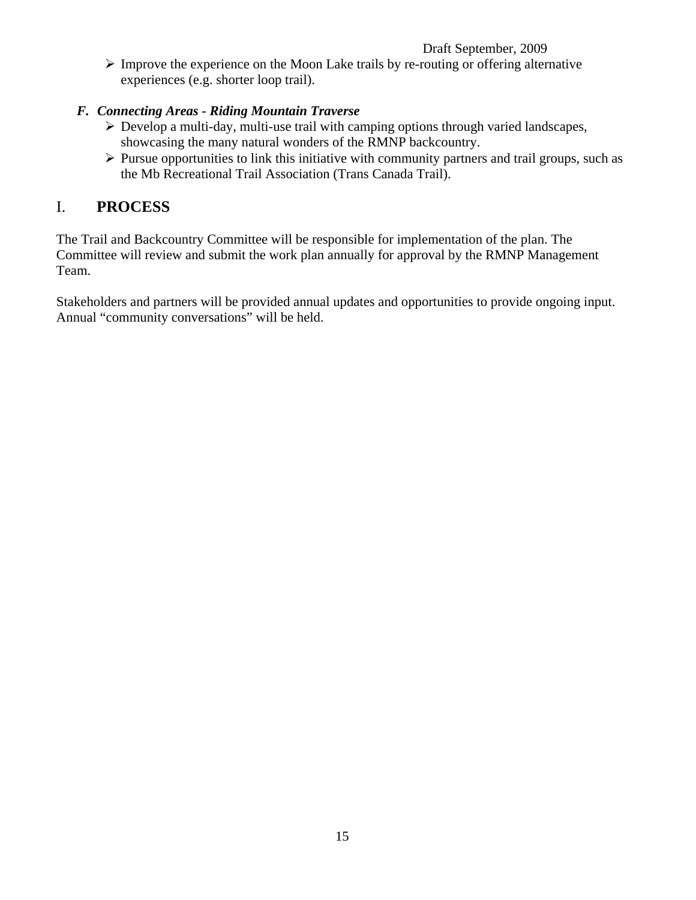- Improve the experience on the Moon Lake trails by re-routing or offering alternative experiences (e.g. shorter loop trail).

### *F. Connecting Areas - Riding Mountain Traverse*

- Develop a multi-day, multi-use trail with camping options through varied landscapes, showcasing the many natural wonders of the RMNP backcountry.
- Pursue opportunities to link this initiative with community partners and trail groups, such as the Mb Recreational Trail Association (Trans Canada Trail).

## I. **PROCESS**

The Trail and Backcountry Committee will be responsible for implementation of the plan. The Committee will review and submit the work plan annually for approval by the RMNP Management Team.

Stakeholders and partners will be provided annual updates and opportunities to provide ongoing input. Annual "community conversations" will be held.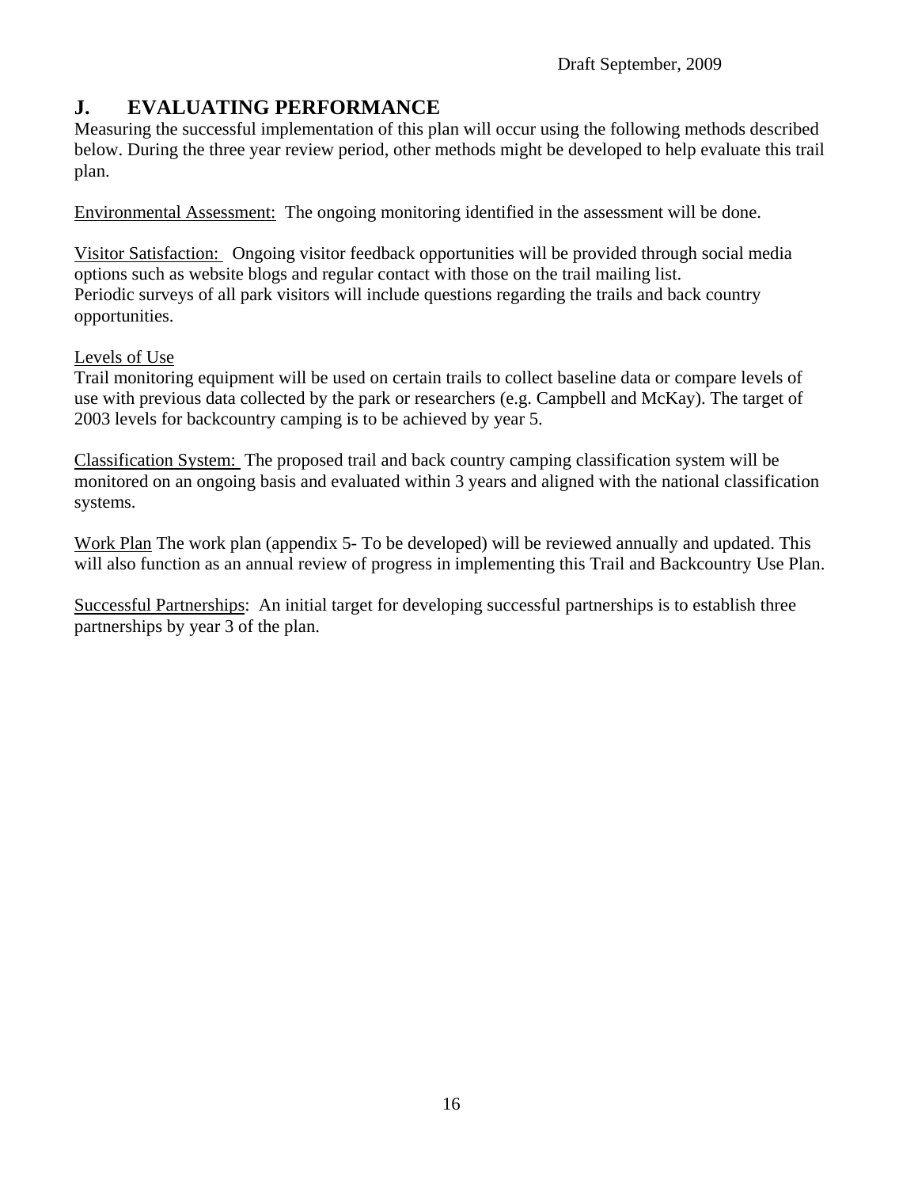## J. EVALUATING PERFORMANCE

Measuring the successful implementation of this plan will occur using the following methods described below. During the three year review period, other methods might be developed to help evaluate this trail plan.

Environmental Assessment: The ongoing monitoring identified in the assessment will be done.

Visitor Satisfaction: Ongoing visitor feedback opportunities will be provided through social media options such as website blogs and regular contact with those on the trail mailing list. Periodic surveys of all park visitors will include questions regarding the trails and back country opportunities.

Levels of Use

Trail monitoring equipment will be used on certain trails to collect baseline data or compare levels of use with previous data collected by the park or researchers (e.g. Campbell and McKay). The target of 2003 levels for backcountry camping is to be achieved by year 5.

Classification System: The proposed trail and back country camping classification system will be monitored on an ongoing basis and evaluated within 3 years and aligned with the national classification systems.

Work Plan The work plan (appendix 5- To be developed) will be reviewed annually and updated. This will also function as an annual review of progress in implementing this Trail and Backcountry Use Plan.

Successful Partnerships: An initial target for developing successful partnerships is to establish three partnerships by year 3 of the plan.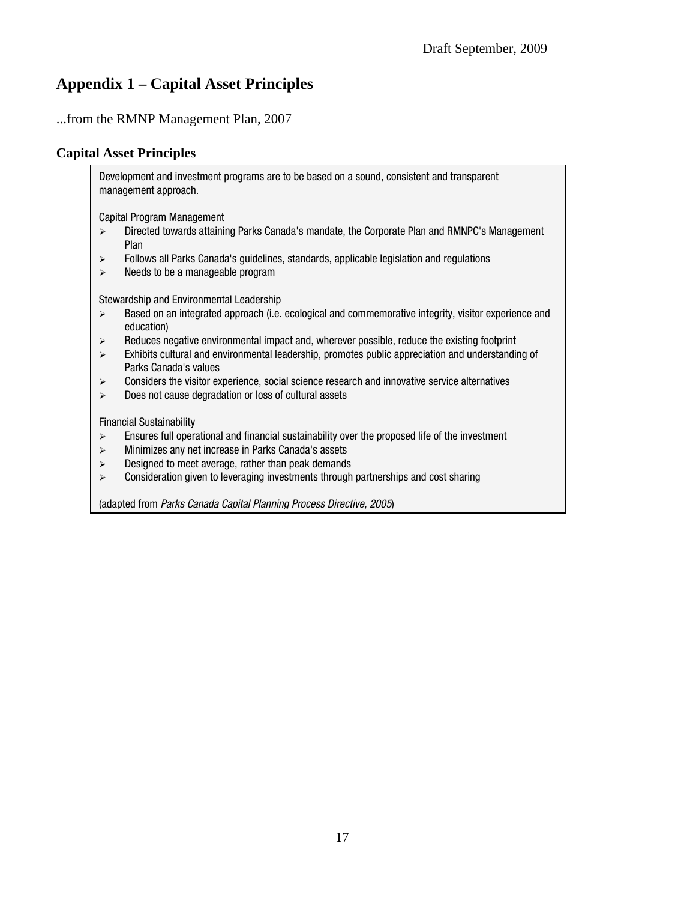# Appendix 1 – Capital Asset Principles

...from the RMNP Management Plan, 2007

## Capital Asset Principles

Development and investment programs are to be based on a sound, consistent and transparent management approach.

Capital Program Management

- Directed towards attaining Parks Canada's mandate, the Corporate Plan and RMNPC's Management Plan
- Follows all Parks Canada's guidelines, standards, applicable legislation and regulations
- Needs to be a manageable program

Stewardship and Environmental Leadership

- Based on an integrated approach (i.e. ecological and commemorative integrity, visitor experience and education)
- Reduces negative environmental impact and, wherever possible, reduce the existing footprint
- Exhibits cultural and environmental leadership, promotes public appreciation and understanding of Parks Canada's values
- Considers the visitor experience, social science research and innovative service alternatives
- Does not cause degradation or loss of cultural assets

Financial Sustainability

- Ensures full operational and financial sustainability over the proposed life of the investment
- Minimizes any net increase in Parks Canada's assets
- Designed to meet average, rather than peak demands
- Consideration given to leveraging investments through partnerships and cost sharing

(adapted from *Parks Canada Capital Planning Process Directive, 2005*)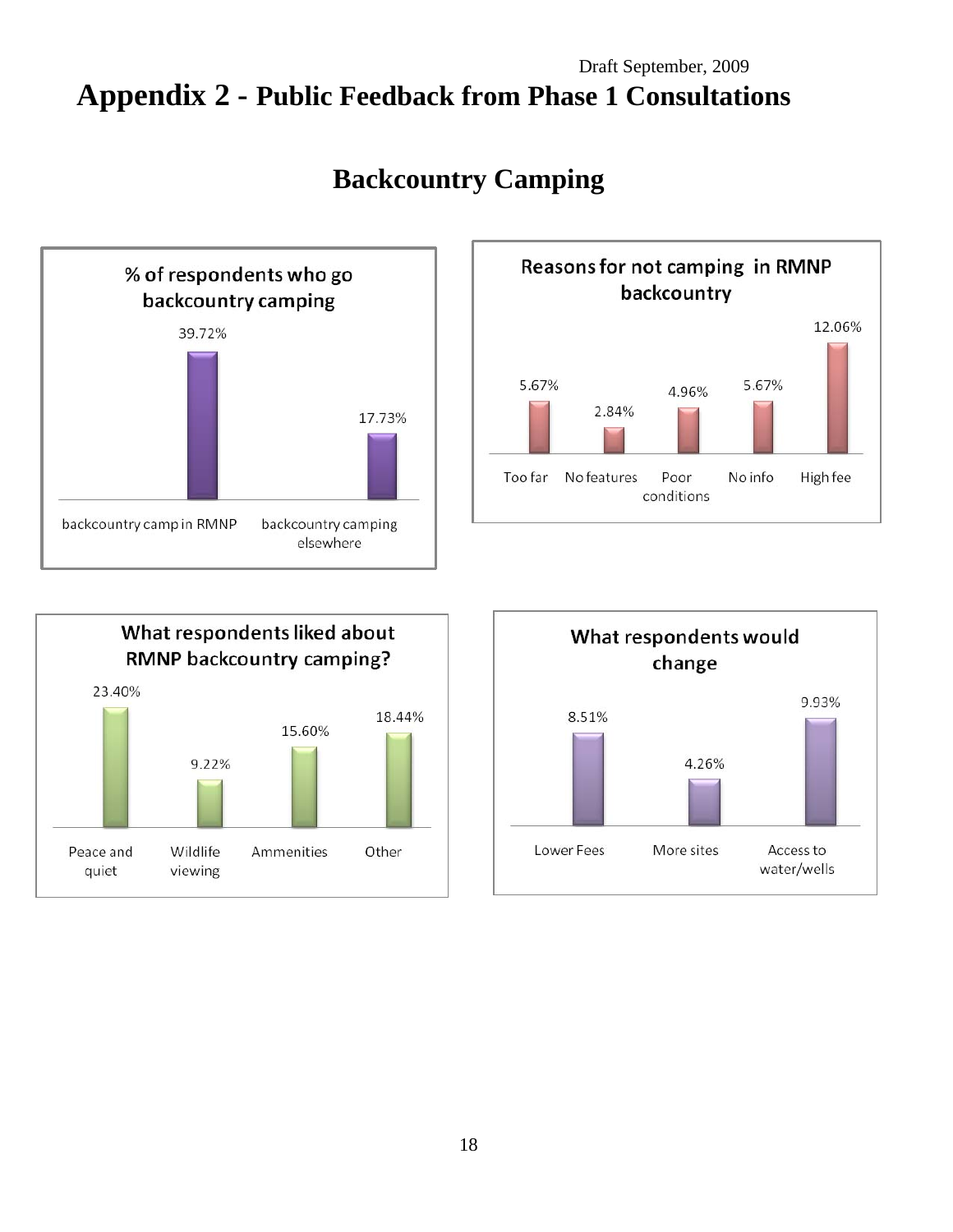Draft September, 2009

# Appendix 2 - Public Feedback from Phase 1 Consultations

## Backcountry Camping

**% of respondents who go backcountry camping**

| backcountry camp in RMNP | backcountry camping elsewhere |
|---|---|
| 39.72% | 17.73% |

**Reasons for not camping in RMNP backcountry**

| Too far | No features | Poor conditions | No info | High fee |
|---|---|---|---|---|
| 5.67% | 2.84% | 4.96% | 5.67% | 12.06% |

**What respondents liked about RMNP backcountry camping?**

| Peace and quiet | Wildlife viewing | Ammenities | Other |
|---|---|---|---|
| 23.40% | 9.22% | 15.60% | 18.44% |

**What respondents would change**

| Lower Fees | More sites | Access to water/wells |
|---|---|---|
| 8.51% | 4.26% | 9.93% |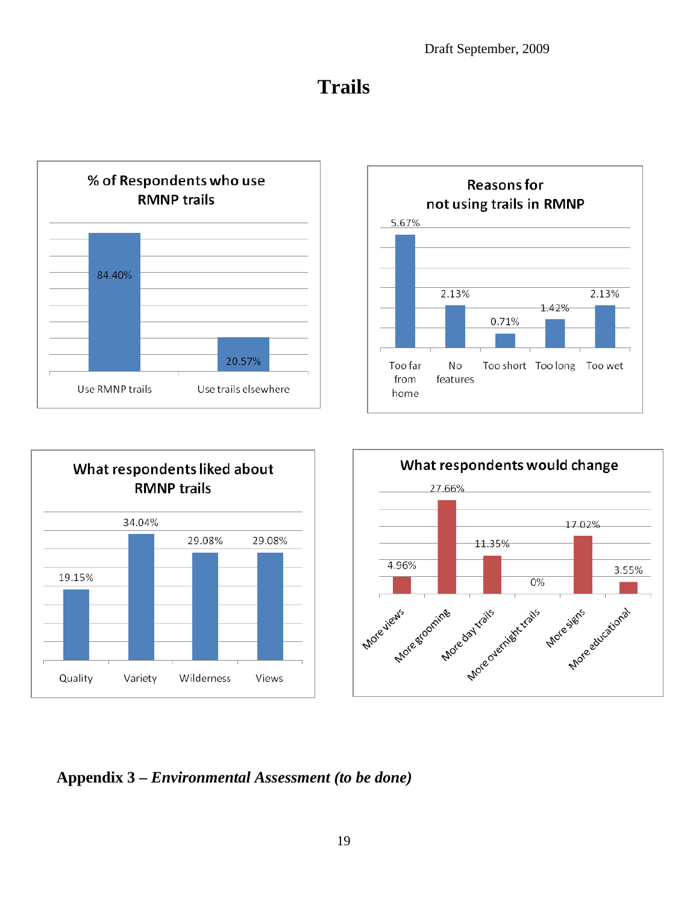Draft September, 2009

# Trails

**% of Respondents who use RMNP trails**

| | % |
|---|---|
| Use RMNP trails | 84.40% |
| Use trails elsewhere | 20.57% |

**Reasons for not using trails in RMNP**

| | % |
|---|---|
| Too far from home | 5.67% |
| No features | 2.13% |
| Too short | 0.71% |
| Too long | 1.42% |
| Too wet | 2.13% |

**What respondents liked about RMNP trails**

| | % |
|---|---|
| Quality | 19.15% |
| Variety | 34.04% |
| Wilderness | 29.08% |
| Views | 29.08% |

**What respondents would change**

| | % |
|---|---|
| More views | 4.96% |
| More grooming | 27.66% |
| More day trails | 11.35% |
| More overnight trails | 0% |
| More signs | 17.02% |
| More educational | 3.55% |

## Appendix 3 – *Environmental Assessment (to be done)*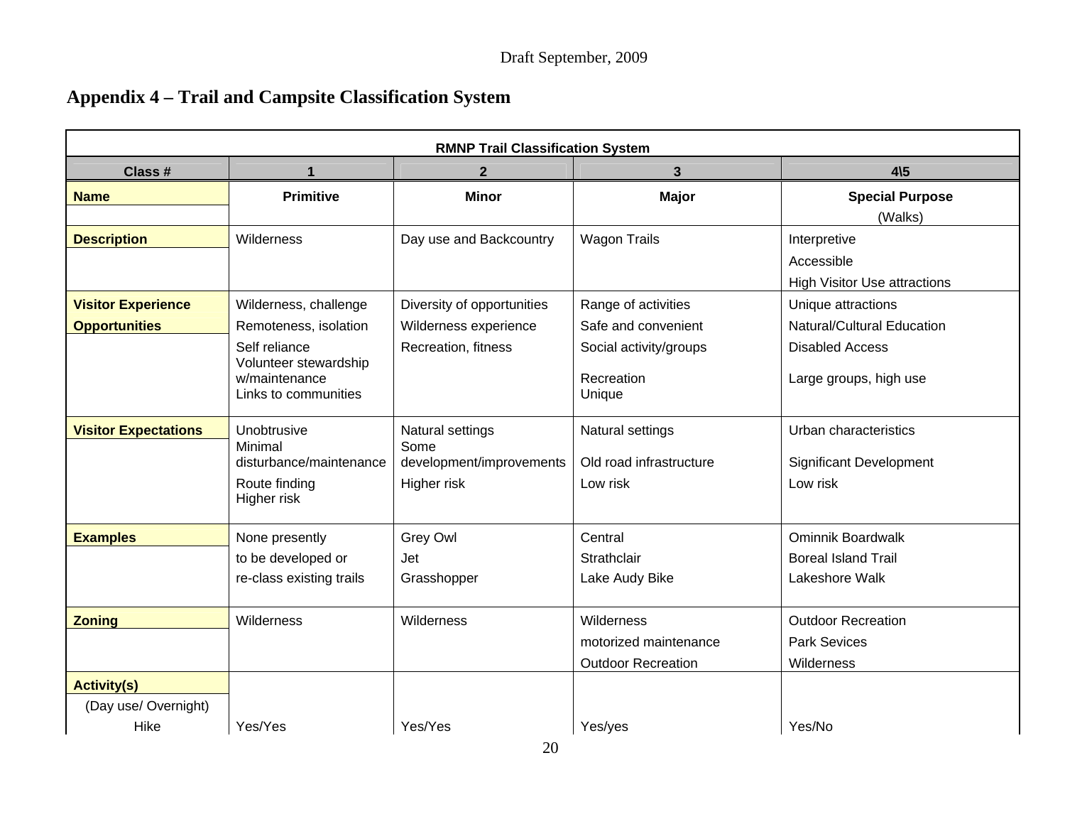## Appendix 4 – Trail and Campsite Classification System

| RMNP Trail Classification System | | | | |
|---|---|---|---|---|
| **Class #** | **1** | **2** | **3** | **4\5** |
| **Name** | **Primitive** | **Minor** | **Major** | **Special Purpose** (Walks) |
| **Description** | Wilderness | Day use and Backcountry | Wagon Trails | Interpretive<br>Accessible<br>High Visitor Use attractions |
| **Visitor Experience Opportunities** | Wilderness, challenge<br>Remoteness, isolation<br>Self reliance<br>Volunteer stewardship w/maintenance<br>Links to communities | Diversity of opportunities<br>Wilderness experience<br>Recreation, fitness | Range of activities<br>Safe and convenient<br>Social activity/groups<br>Recreation<br>Unique | Unique attractions<br>Natural/Cultural Education<br>Disabled Access<br>Large groups, high use |
| **Visitor Expectations** | Unobtrusive<br>Minimal disturbance/maintenance<br>Route finding<br>Higher risk | Natural settings<br>Some development/improvements<br>Higher risk | Natural settings<br>Old road infrastructure<br>Low risk | Urban characteristics<br>Significant Development<br>Low risk |
| **Examples** | None presently<br>to be developed or<br>re-class existing trails | Grey Owl<br>Jet<br>Grasshopper | Central<br>Strathclair<br>Lake Audy Bike | Ominnik Boardwalk<br>Boreal Island Trail<br>Lakeshore Walk |
| **Zoning** | Wilderness | Wilderness | Wilderness<br>motorized maintenance<br>Outdoor Recreation | Outdoor Recreation<br>Park Sevices<br>Wilderness |
| **Activity(s)**<br>(Day use/ Overnight)<br>Hike | Yes/Yes | Yes/Yes | Yes/yes | Yes/No |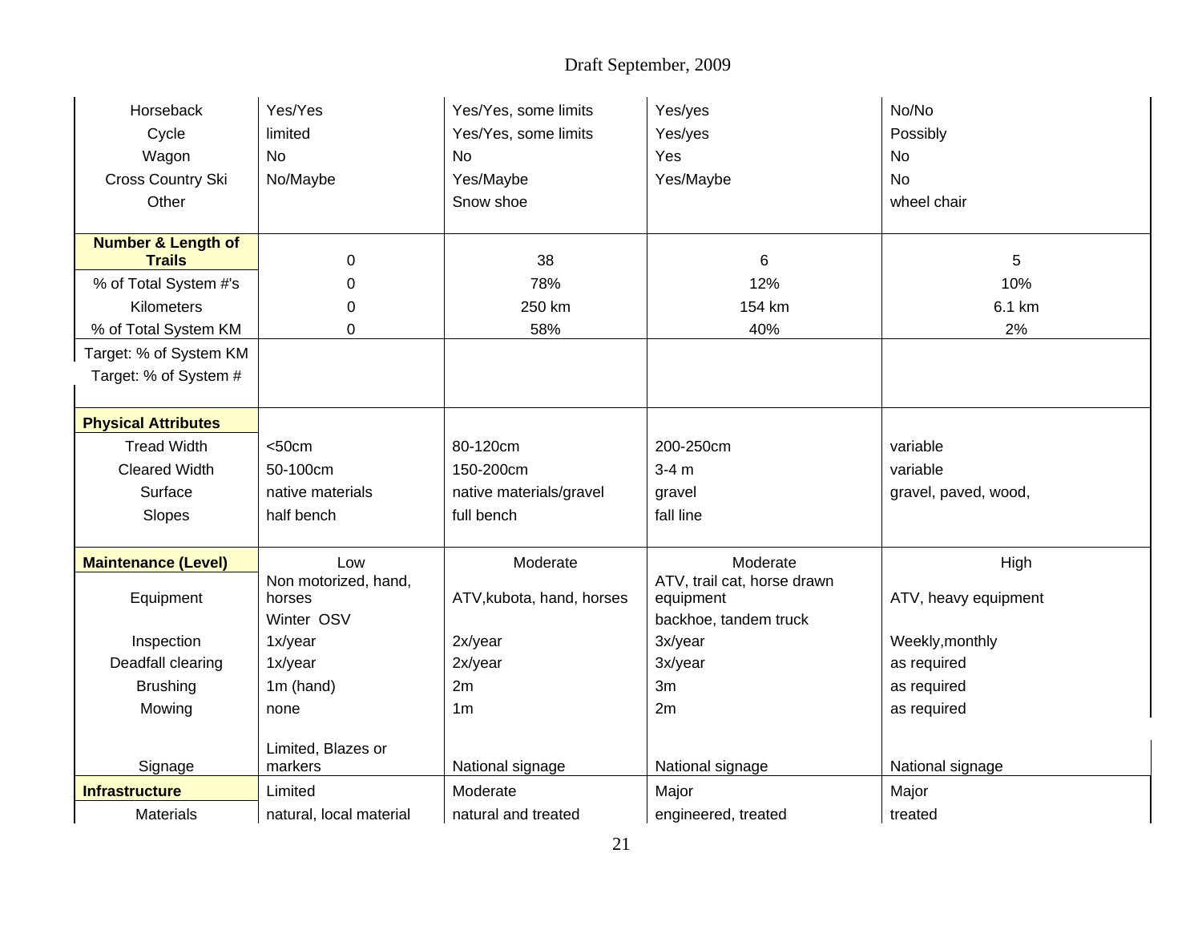| | | | | |
|---|---|---|---|---|
| Horseback | Yes/Yes | Yes/Yes, some limits | Yes/yes | No/No |
| Cycle | limited | Yes/Yes, some limits | Yes/yes | Possibly |
| Wagon | No | No | Yes | No |
| Cross Country Ski | No/Maybe | Yes/Maybe | Yes/Maybe | No |
| Other | | Snow shoe | | wheel chair |
| **Number & Length of Trails** | 0 | 38 | 6 | 5 |
| % of Total System #'s | 0 | 78% | 12% | 10% |
| Kilometers | 0 | 250 km | 154 km | 6.1 km |
| % of Total System KM | 0 | 58% | 40% | 2% |
| Target: % of System KM | | | | |
| Target: % of System # | | | | |
| **Physical Attributes** | | | | |
| Tread Width | <50cm | 80-120cm | 200-250cm | variable |
| Cleared Width | 50-100cm | 150-200cm | 3-4 m | variable |
| Surface | native materials | native materials/gravel | gravel | gravel, paved, wood, |
| Slopes | half bench | full bench | fall line | |
| **Maintenance (Level)** | Low | Moderate | Moderate | High |
| Equipment | Non motorized, hand, horses | ATV,kubota, hand, horses | ATV, trail cat, horse drawn equipment | ATV, heavy equipment |
| | Winter OSV | | backhoe, tandem truck | |
| Inspection | 1x/year | 2x/year | 3x/year | Weekly,monthly |
| Deadfall clearing | 1x/year | 2x/year | 3x/year | as required |
| Brushing | 1m (hand) | 2m | 3m | as required |
| Mowing | none | 1m | 2m | as required |
| Signage | Limited, Blazes or markers | National signage | National signage | National signage |
| **Infrastructure** | Limited | Moderate | Major | Major |
| Materials | natural, local material | natural and treated | engineered, treated | treated |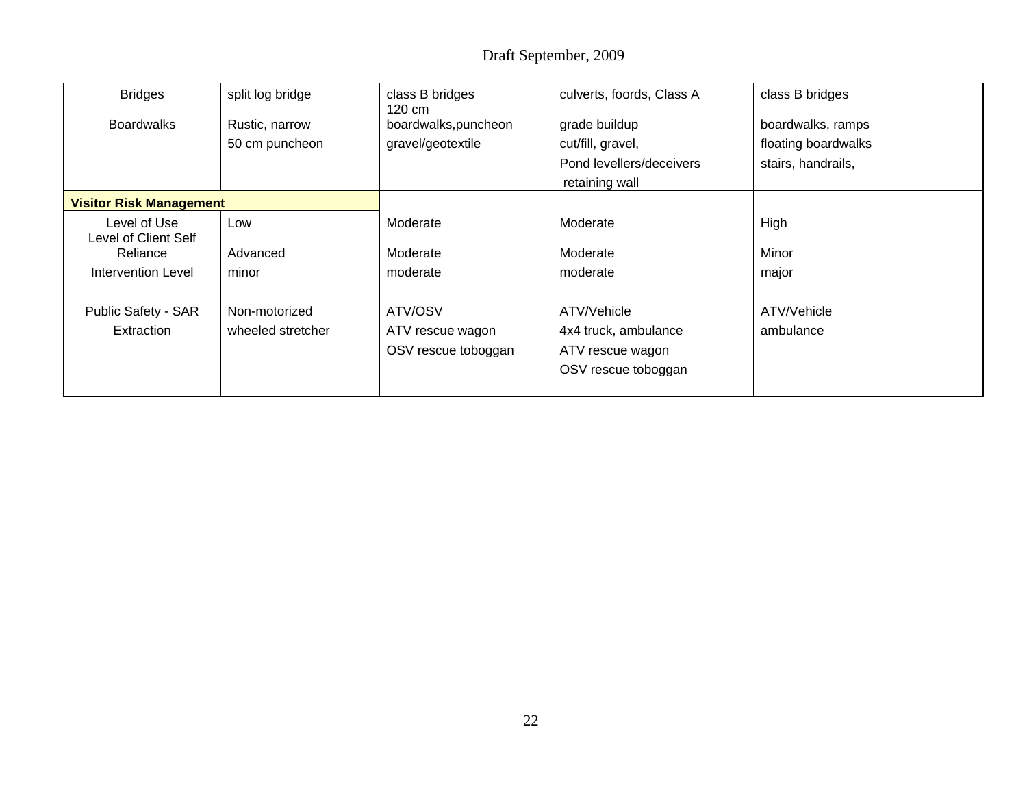| | | | | |
|---|---|---|---|---|
| Bridges | split log bridge | class B bridges | culverts, foords, Class A | class B bridges |
| Boardwalks | Rustic, narrow<br>50 cm puncheon | 120 cm boardwalks,puncheon<br>gravel/geotextile | grade buildup<br>cut/fill, gravel,<br>Pond levellers/deceivers<br>retaining wall | boardwalks, ramps<br>floating boardwalks<br>stairs, handrails, |
| **Visitor Risk Management** | | | | |
| Level of Use | Low | Moderate | Moderate | High |
| Level of Client Self Reliance | Advanced | Moderate | Moderate | Minor |
| Intervention Level | minor | moderate | moderate | major |
| Public Safety - SAR | Non-motorized | ATV/OSV | ATV/Vehicle | ATV/Vehicle |
| Extraction | wheeled stretcher | ATV rescue wagon<br>OSV rescue toboggan | 4x4 truck, ambulance<br>ATV rescue wagon<br>OSV rescue toboggan | ambulance |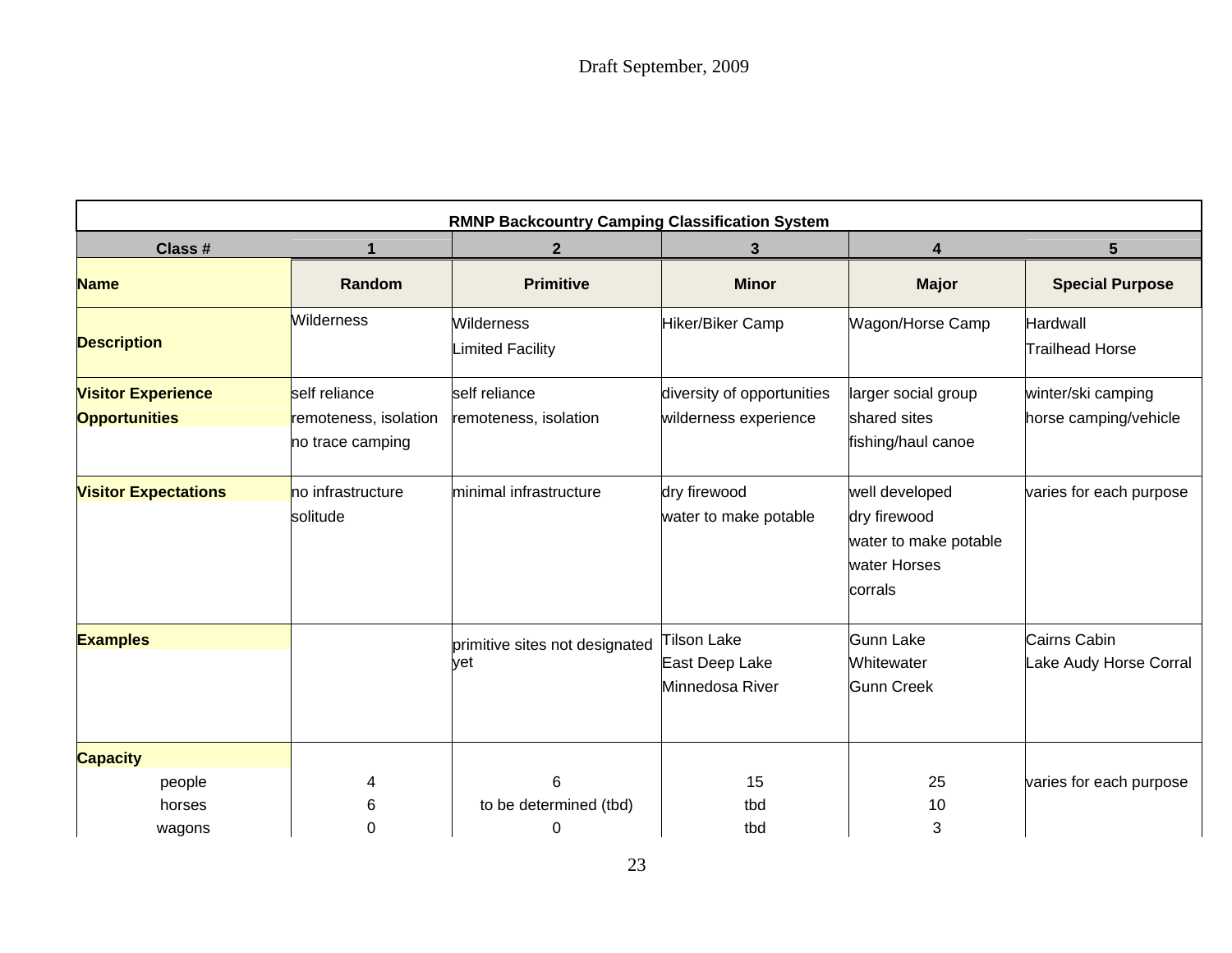Draft September, 2009

| RMNP Backcountry Camping Classification System | | | | | |
|---|---|---|---|---|---|
| **Class #** | **1** | **2** | **3** | **4** | **5** |
| **Name** | **Random** | **Primitive** | **Minor** | **Major** | **Special Purpose** |
| **Description** | Wilderness | Wilderness<br>Limited Facility | Hiker/Biker Camp | Wagon/Horse Camp | Hardwall<br>Trailhead Horse |
| **Visitor Experience Opportunities** | self reliance<br>remoteness, isolation<br>no trace camping | self reliance<br>remoteness, isolation | diversity of opportunities<br>wilderness experience | larger social group<br>shared sites<br>fishing/haul canoe | winter/ski camping<br>horse camping/vehicle |
| **Visitor Expectations** | no infrastructure<br>solitude | minimal infrastructure | dry firewood<br>water to make potable | well developed<br>dry firewood<br>water to make potable<br>water Horses<br>corrals | varies for each purpose |
| **Examples** | | primitive sites not designated yet | Tilson Lake<br>East Deep Lake<br>Minnedosa River | Gunn Lake<br>Whitewater<br>Gunn Creek | Cairns Cabin<br>Lake Audy Horse Corral |
| **Capacity** | | | | | |
| people | 4 | 6 | 15 | 25 | varies for each purpose |
| horses | 6 | to be determined (tbd) | tbd | 10 | |
| wagons | 0 | 0 | tbd | 3 | |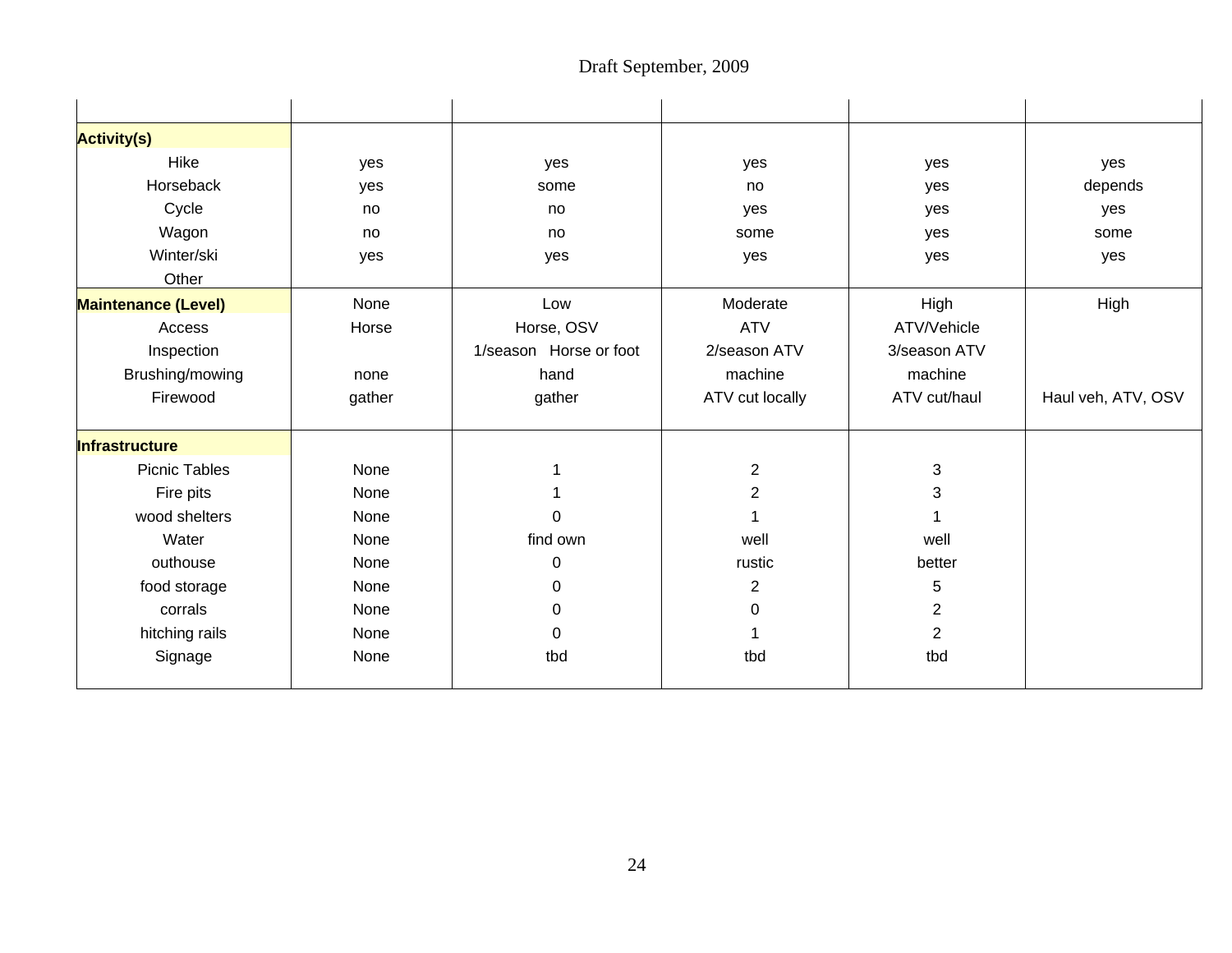| | | | | | |
|---|---|---|---|---|---|
| **Activity(s)** | | | | | |
| Hike | yes | yes | yes | yes | yes |
| Horseback | yes | some | no | yes | depends |
| Cycle | no | no | yes | yes | yes |
| Wagon | no | no | some | yes | some |
| Winter/ski | yes | yes | yes | yes | yes |
| Other | | | | | |
| **Maintenance (Level)** | None | Low | Moderate | High | High |
| Access | Horse | Horse, OSV | ATV | ATV/Vehicle | |
| Inspection | | 1/season Horse or foot | 2/season ATV | 3/season ATV | |
| Brushing/mowing | none | hand | machine | machine | |
| Firewood | gather | gather | ATV cut locally | ATV cut/haul | Haul veh, ATV, OSV |
| **Infrastructure** | | | | | |
| Picnic Tables | None | 1 | 2 | 3 | |
| Fire pits | None | 1 | 2 | 3 | |
| wood shelters | None | 0 | 1 | 1 | |
| Water | None | find own | well | well | |
| outhouse | None | 0 | rustic | better | |
| food storage | None | 0 | 2 | 5 | |
| corrals | None | 0 | 0 | 2 | |
| hitching rails | None | 0 | 1 | 2 | |
| Signage | None | tbd | tbd | tbd | |